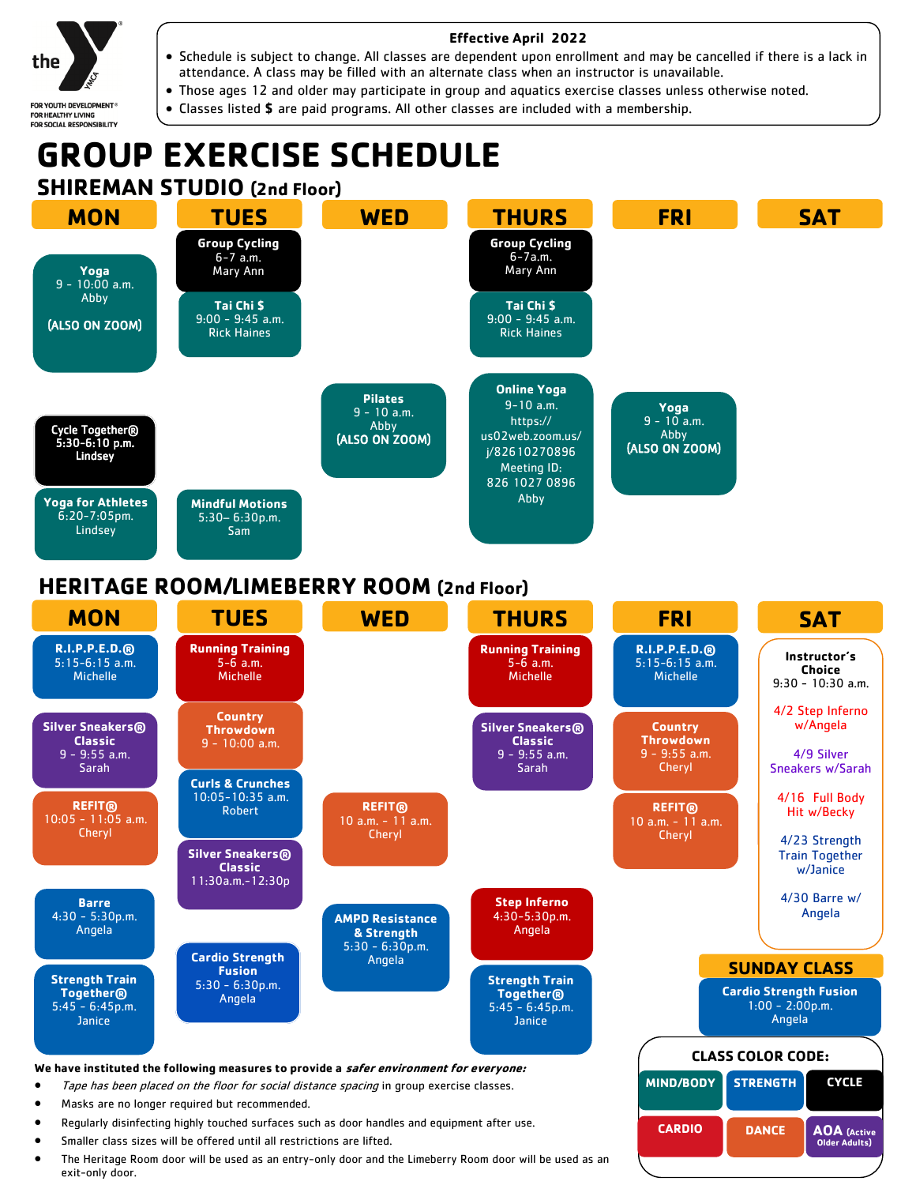the Y — FOR YOUTH DEVELOPMENT® FOR HEALTHY LIVING FOR SOCIAL RESPONSIBILITY

**Effective April 2022**

- Schedule is subject to change. All classes are dependent upon enrollment and may be cancelled if there is a lack in attendance. A class may be filled with an alternate class when an instructor is unavailable.
- Those ages 12 and older may participate in group and aquatics exercise classes unless otherwise noted.
- Classes listed **$** are paid programs. All other classes are included with a membership.

# GROUP EXERCISE SCHEDULE

## SHIREMAN STUDIO (2nd Floor)

| MON | TUES | WED | THURS | FRI | SAT |
|---|---|---|---|---|---|
| | **Group Cycling** 6-7 a.m. Mary Ann | | **Group Cycling** 6-7a.m. Mary Ann | | |
| **Yoga** 9 - 10:00 a.m. Abby (ALSO ON ZOOM) | **Tai Chi $** 9:00 - 9:45 a.m. Rick Haines | **Pilates** 9 - 10 a.m. Abby (ALSO ON ZOOM) | **Tai Chi $** 9:00 - 9:45 a.m. Rick Haines | **Yoga** 9 - 10 a.m. Abby (ALSO ON ZOOM) | |
| | | | **Online Yoga** 9-10 a.m. https://us02web.zoom.us/j/82610270896 Meeting ID: 826 1027 0896 Abby | | |
| **Cycle Together®** 5:30-6:10 p.m. Lindsey | **Mindful Motions** 5:30– 6:30p.m. Sam | | | | |
| **Yoga for Athletes** 6:20-7:05pm. Lindsey | | | | | |

## HERITAGE ROOM/LIMEBERRY ROOM (2nd Floor)

| MON | TUES | WED | THURS | FRI | SAT |
|---|---|---|---|---|---|
| **R.I.P.P.E.D.®** 5:15-6:15 a.m. Michelle | **Running Training** 5-6 a.m. Michelle | | **Running Training** 5-6 a.m. Michelle | **R.I.P.P.E.D.®** 5:15-6:15 a.m. Michelle | **Instructor's Choice** 9:30 - 10:30 a.m. 4/2 Step Inferno w/Angela; 4/9 Silver Sneakers w/Sarah; 4/16 Full Body Hit w/Becky; 4/23 Strength Train Together w/Janice; 4/30 Barre w/ Angela |
| **Silver Sneakers® Classic** 9 - 9:55 a.m. Sarah | **Country Throwdown** 9 - 10:00 a.m. | | **Silver Sneakers® Classic** 9 - 9:55 a.m. Sarah | **Country Throwdown** 9 - 9:55 a.m. Cheryl | |
| **REFIT®** 10:05 - 11:05 a.m. Cheryl | **Curls & Crunches** 10:05-10:35 a.m. Robert | **REFIT®** 10 a.m. - 11 a.m. Cheryl | | **REFIT®** 10 a.m. - 11 a.m. Cheryl | |
| | **Silver Sneakers® Classic** 11:30a.m.-12:30p | | | | |
| **Barre** 4:30 - 5:30p.m. Angela | | | **Step Inferno** 4:30-5:30p.m. Angela | | |
| **Strength Train Together®** 5:45 - 6:45p.m. Janice | **Cardio Strength Fusion** 5:30 - 6:30p.m. Angela | **AMPD Resistance & Strength** 5:30 - 6:30p.m. Angela | **Strength Train Together®** 5:45 - 6:45p.m. Janice | | |

**SUNDAY CLASS**

**Cardio Strength Fusion** 1:00 - 2:00p.m. Angela

**CLASS COLOR CODE:**

| MIND/BODY | STRENGTH | CYCLE |
|---|---|---|
| CARDIO | DANCE | AOA (Active Older Adults) |

**We have instituted the following measures to provide a** ***safer environment for everyone:***

- *Tape has been placed on the floor for social distance spacing* in group exercise classes.
- Masks are no longer required but recommended.
- Regularly disinfecting highly touched surfaces such as door handles and equipment after use.
- Smaller class sizes will be offered until all restrictions are lifted.
- The Heritage Room door will be used as an entry-only door and the Limeberry Room door will be used as an exit-only door.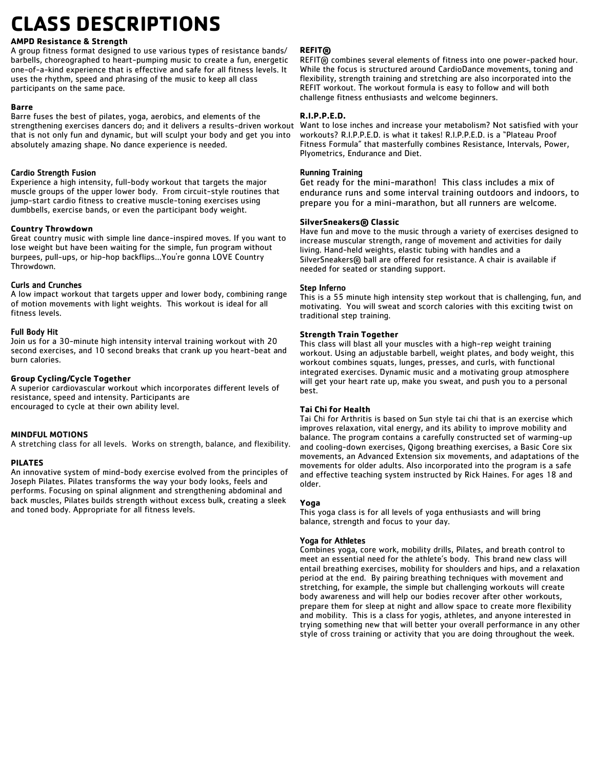# CLASS DESCRIPTIONS

**AMPD Resistance & Strength**
A group fitness format designed to use various types of resistance bands/ barbells, choreographed to heart-pumping music to create a fun, energetic one-of-a-kind experience that is effective and safe for all fitness levels. It uses the rhythm, speed and phrasing of the music to keep all class participants on the same pace.

**Barre**
Barre fuses the best of pilates, yoga, aerobics, and elements of the strengthening exercises dancers do; and it delivers a results-driven workout that is not only fun and dynamic, but will sculpt your body and get you into absolutely amazing shape. No dance experience is needed.

**Cardio Strength Fusion**
Experience a high intensity, full-body workout that targets the major muscle groups of the upper lower body. From circuit-style routines that jump-start cardio fitness to creative muscle-toning exercises using dumbbells, exercise bands, or even the participant body weight.

**Country Throwdown**
Great country music with simple line dance-inspired moves. If you want to lose weight but have been waiting for the simple, fun program without burpees, pull-ups, or hip-hop backflips...You're gonna LOVE Country Throwdown.

**Curls and Crunches**
A low impact workout that targets upper and lower body, combining range of motion movements with light weights. This workout is ideal for all fitness levels.

**Full Body Hit**
Join us for a 30-minute high intensity interval training workout with 20 second exercises, and 10 second breaks that crank up you heart-beat and burn calories.

**Group Cycling/Cycle Together**
A superior cardiovascular workout which incorporates different levels of resistance, speed and intensity. Participants are encouraged to cycle at their own ability level.

**MINDFUL MOTIONS**
A stretching class for all levels. Works on strength, balance, and flexibility.

**PILATES**
An innovative system of mind-body exercise evolved from the principles of Joseph Pilates. Pilates transforms the way your body looks, feels and performs. Focusing on spinal alignment and strengthening abdominal and back muscles, Pilates builds strength without excess bulk, creating a sleek and toned body. Appropriate for all fitness levels.

**REFIT®**
REFIT® combines several elements of fitness into one power-packed hour. While the focus is structured around CardioDance movements, toning and flexibility, strength training and stretching are also incorporated into the REFIT workout. The workout formula is easy to follow and will both challenge fitness enthusiasts and welcome beginners.

**R.I.P.P.E.D.**
Want to lose inches and increase your metabolism? Not satisfied with your workouts? R.I.P.P.E.D. is what it takes! R.I.P.P.E.D. is a "Plateau Proof Fitness Formula" that masterfully combines Resistance, Intervals, Power, Plyometrics, Endurance and Diet.

**Running Training**
Get ready for the mini-marathon! This class includes a mix of endurance runs and some interval training outdoors and indoors, to prepare you for a mini-marathon, but all runners are welcome.

**SilverSneakers® Classic**
Have fun and move to the music through a variety of exercises designed to increase muscular strength, range of movement and activities for daily living. Hand-held weights, elastic tubing with handles and a SilverSneakers® ball are offered for resistance. A chair is available if needed for seated or standing support.

**Step Inferno**
This is a 55 minute high intensity step workout that is challenging, fun, and motivating. You will sweat and scorch calories with this exciting twist on traditional step training.

**Strength Train Together**
This class will blast all your muscles with a high-rep weight training workout. Using an adjustable barbell, weight plates, and body weight, this workout combines squats, lunges, presses, and curls, with functional integrated exercises. Dynamic music and a motivating group atmosphere will get your heart rate up, make you sweat, and push you to a personal best.

**Tai Chi for Health**
Tai Chi for Arthritis is based on Sun style tai chi that is an exercise which improves relaxation, vital energy, and its ability to improve mobility and balance. The program contains a carefully constructed set of warming-up and cooling-down exercises, Qigong breathing exercises, a Basic Core six movements, an Advanced Extension six movements, and adaptations of the movements for older adults. Also incorporated into the program is a safe and effective teaching system instructed by Rick Haines. For ages 18 and older.

**Yoga**
This yoga class is for all levels of yoga enthusiasts and will bring balance, strength and focus to your day.

**Yoga for Athletes**
Combines yoga, core work, mobility drills, Pilates, and breath control to meet an essential need for the athlete's body. This brand new class will entail breathing exercises, mobility for shoulders and hips, and a relaxation period at the end. By pairing breathing techniques with movement and stretching, for example, the simple but challenging workouts will create body awareness and will help our bodies recover after other workouts, prepare them for sleep at night and allow space to create more flexibility and mobility. This is a class for yogis, athletes, and anyone interested in trying something new that will better your overall performance in any other style of cross training or activity that you are doing throughout the week.